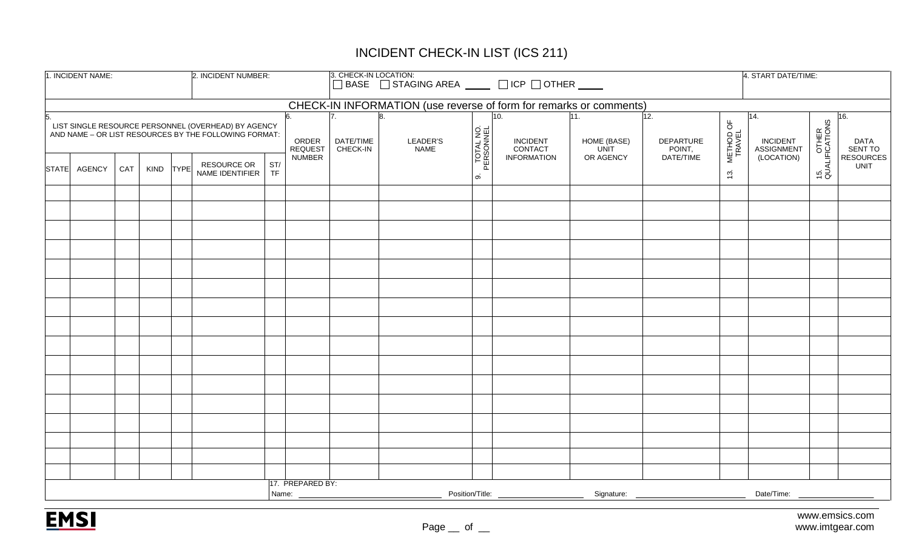# INCIDENT CHECK-IN LIST (ICS 211)

| 1. INCIDENT NAME: | 2. INCIDENT NUMBER: | 3. CHECK-IN LOCATION: ☐ BASE ☐ STAGING AREA ____ ☐ ICP ☐ OTHER ____ | 4. START DATE/TIME: |
|---|---|---|---|
| | | | |

## CHECK-IN INFORMATION (use reverse of form for remarks or comments)

| 5. LIST SINGLE RESOURCE PERSONNEL (OVERHEAD) BY AGENCY AND NAME – OR LIST RESOURCES BY THE FOLLOWING FORMAT: | | | | | | | 6. ORDER REQUEST NUMBER | 7. DATE/TIME CHECK-IN | 8. LEADER'S NAME | 9. TOTAL NO. PERSONNEL | 10. INCIDENT CONTACT INFORMATION | 11. HOME (BASE) UNIT OR AGENCY | 12. DEPARTURE POINT, DATE/TIME | 13. METHOD OF TRAVEL | 14. INCIDENT ASSIGNMENT (LOCATION) | 15. OTHER QUALIFICATIONS | 16. DATA SENT TO RESOURCES UNIT |
|---|---|---|---|---|---|---|---|---|---|---|---|---|---|---|---|---|---|
| STATE | AGENCY | CAT | KIND | TYPE | RESOURCE OR NAME IDENTIFIER | ST/TF | | | | | | | | | | | |
| | | | | | | | | | | | | | | | | | |
| | | | | | | | | | | | | | | | | | |
| | | | | | | | | | | | | | | | | | |
| | | | | | | | | | | | | | | | | | |
| | | | | | | | | | | | | | | | | | |
| | | | | | | | | | | | | | | | | | |
| | | | | | | | | | | | | | | | | | |
| | | | | | | | | | | | | | | | | | |
| | | | | | | | | | | | | | | | | | |
| | | | | | | | | | | | | | | | | | |
| | | | | | | | | | | | | | | | | | |
| | | | | | | | | | | | | | | | | | |
| | | | | | | | | | | | | | | | | | |
| | | | | | | | | | | | | | | | | | |
| | | | | | | | | | | | | | | | | | |
| | | | | | | | | | | | | | | | | | |

17. PREPARED BY:
Name: ______________________ Position/Title: ______________ Signature: ______________________ Date/Time: ______________

EMSI

Page __ of __

www.emsics.com
www.imtgear.com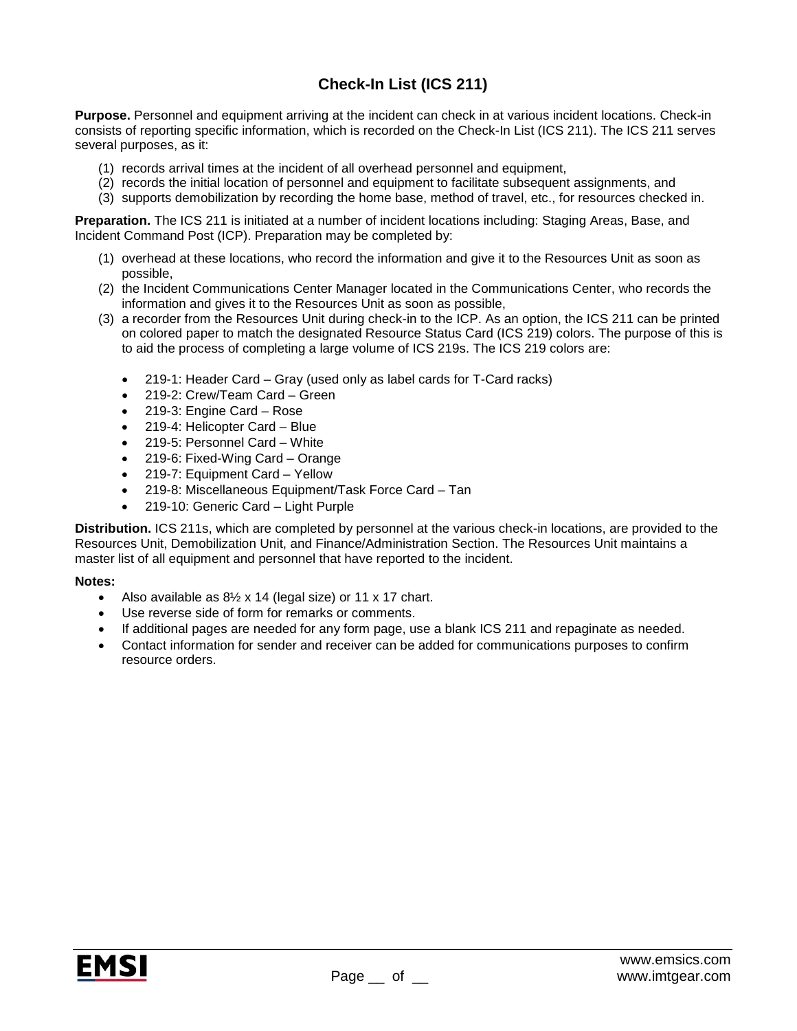# Check-In List (ICS 211)

**Purpose.** Personnel and equipment arriving at the incident can check in at various incident locations. Check-in consists of reporting specific information, which is recorded on the Check-In List (ICS 211). The ICS 211 serves several purposes, as it:

(1) records arrival times at the incident of all overhead personnel and equipment,
(2) records the initial location of personnel and equipment to facilitate subsequent assignments, and
(3) supports demobilization by recording the home base, method of travel, etc., for resources checked in.

**Preparation.** The ICS 211 is initiated at a number of incident locations including: Staging Areas, Base, and Incident Command Post (ICP). Preparation may be completed by:

(1) overhead at these locations, who record the information and give it to the Resources Unit as soon as possible,
(2) the Incident Communications Center Manager located in the Communications Center, who records the information and gives it to the Resources Unit as soon as possible,
(3) a recorder from the Resources Unit during check-in to the ICP. As an option, the ICS 211 can be printed on colored paper to match the designated Resource Status Card (ICS 219) colors. The purpose of this is to aid the process of completing a large volume of ICS 219s. The ICS 219 colors are:

- 219-1: Header Card – Gray (used only as label cards for T-Card racks)
- 219-2: Crew/Team Card – Green
- 219-3: Engine Card – Rose
- 219-4: Helicopter Card – Blue
- 219-5: Personnel Card – White
- 219-6: Fixed-Wing Card – Orange
- 219-7: Equipment Card – Yellow
- 219-8: Miscellaneous Equipment/Task Force Card – Tan
- 219-10: Generic Card – Light Purple

**Distribution.** ICS 211s, which are completed by personnel at the various check-in locations, are provided to the Resources Unit, Demobilization Unit, and Finance/Administration Section. The Resources Unit maintains a master list of all equipment and personnel that have reported to the incident.

**Notes:**

- Also available as 8½ x 14 (legal size) or 11 x 17 chart.
- Use reverse side of form for remarks or comments.
- If additional pages are needed for any form page, use a blank ICS 211 and repaginate as needed.
- Contact information for sender and receiver can be added for communications purposes to confirm resource orders.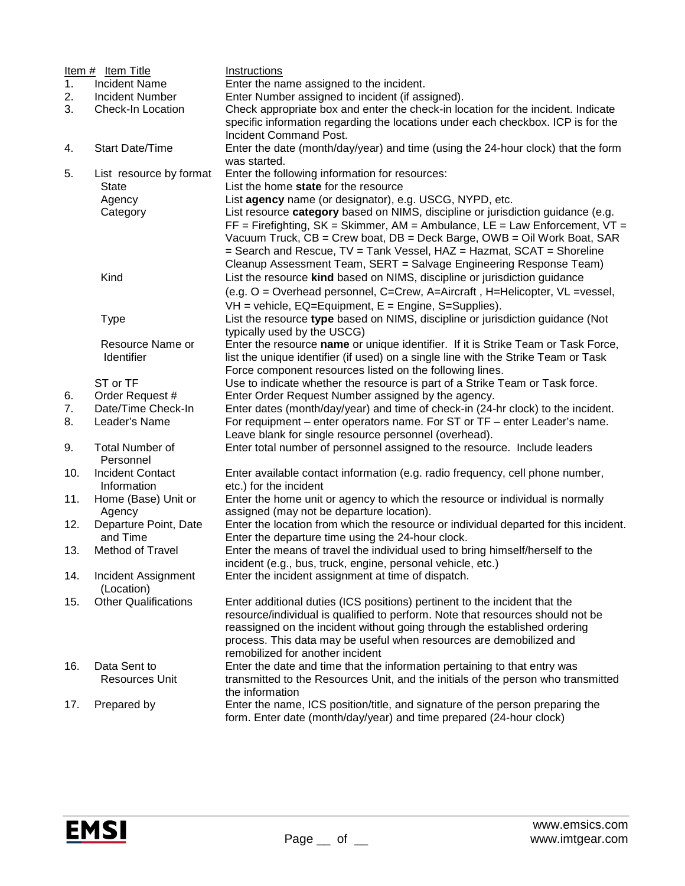| Item # | Item Title | Instructions |
|---|---|---|
| 1. | Incident Name | Enter the name assigned to the incident. |
| 2. | Incident Number | Enter Number assigned to incident (if assigned). |
| 3. | Check-In Location | Check appropriate box and enter the check-in location for the incident. Indicate specific information regarding the locations under each checkbox. ICP is for the Incident Command Post. |
| 4. | Start Date/Time | Enter the date (month/day/year) and time (using the 24-hour clock) that the form was started. |
| 5. | List resource by format | Enter the following information for resources: |
| | State | List the home **state** for the resource |
| | Agency | List **agency** name (or designator), e.g. USCG, NYPD, etc. |
| | Category | List resource **category** based on NIMS, discipline or jurisdiction guidance (e.g. FF = Firefighting, SK = Skimmer, AM = Ambulance, LE = Law Enforcement, VT = Vacuum Truck, CB = Crew boat, DB = Deck Barge, OWB = Oil Work Boat, SAR = Search and Rescue, TV = Tank Vessel, HAZ = Hazmat, SCAT = Shoreline Cleanup Assessment Team, SERT = Salvage Engineering Response Team) |
| | Kind | List the resource **kind** based on NIMS, discipline or jurisdiction guidance (e.g. O = Overhead personnel, C=Crew, A=Aircraft , H=Helicopter, VL =vessel, VH = vehicle, EQ=Equipment, E = Engine, S=Supplies). |
| | Type | List the resource **type** based on NIMS, discipline or jurisdiction guidance (Not typically used by the USCG) |
| | Resource Name or Identifier | Enter the resource **name** or unique identifier. If it is Strike Team or Task Force, list the unique identifier (if used) on a single line with the Strike Team or Task Force component resources listed on the following lines. |
| | ST or TF | Use to indicate whether the resource is part of a Strike Team or Task force. |
| 6. | Order Request # | Enter Order Request Number assigned by the agency. |
| 7. | Date/Time Check-In | Enter dates (month/day/year) and time of check-in (24-hr clock) to the incident. |
| 8. | Leader's Name | For requipment – enter operators name. For ST or TF – enter Leader's name. Leave blank for single resource personnel (overhead). |
| 9. | Total Number of Personnel | Enter total number of personnel assigned to the resource. Include leaders |
| 10. | Incident Contact Information | Enter available contact information (e.g. radio frequency, cell phone number, etc.) for the incident |
| 11. | Home (Base) Unit or Agency | Enter the home unit or agency to which the resource or individual is normally assigned (may not be departure location). |
| 12. | Departure Point, Date and Time | Enter the location from which the resource or individual departed for this incident. Enter the departure time using the 24-hour clock. |
| 13. | Method of Travel | Enter the means of travel the individual used to bring himself/herself to the incident (e.g., bus, truck, engine, personal vehicle, etc.) |
| 14. | Incident Assignment (Location) | Enter the incident assignment at time of dispatch. |
| 15. | Other Qualifications | Enter additional duties (ICS positions) pertinent to the incident that the resource/individual is qualified to perform. Note that resources should not be reassigned on the incident without going through the established ordering process. This data may be useful when resources are demobilized and remobilized for another incident |
| 16. | Data Sent to Resources Unit | Enter the date and time that the information pertaining to that entry was transmitted to the Resources Unit, and the initials of the person who transmitted the information |
| 17. | Prepared by | Enter the name, ICS position/title, and signature of the person preparing the form. Enter date (month/day/year) and time prepared (24-hour clock) |

EMSI

www.emsics.com
www.imtgear.com